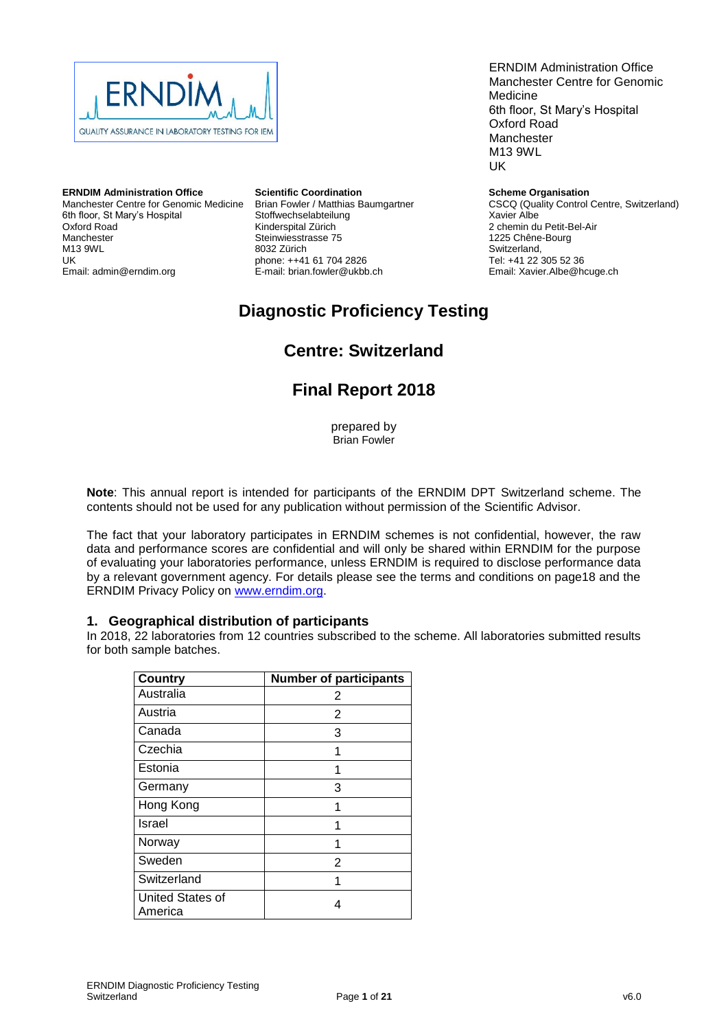ERNDIM Administration Office
Manchester Centre for Genomic Medicine
6th floor, St Mary's Hospital
Oxford Road
Manchester
M13 9WL
UK

**ERNDIM Administration Office**
Manchester Centre for Genomic Medicine
6th floor, St Mary's Hospital
Oxford Road
Manchester
M13 9WL
UK
Email: admin@erndim.org

**Scientific Coordination**
Brian Fowler / Matthias Baumgartner
Stoffwechselabteilung
Kinderspital Zürich
Steinwiesstrasse 75
8032 Zürich
phone: ++41 61 704 2826
E-mail: brian.fowler@ukbb.ch

**Scheme Organisation**
CSCQ (Quality Control Centre, Switzerland)
Xavier Albe
2 chemin du Petit-Bel-Air
1225 Chêne-Bourg
Switzerland,
Tel: +41 22 305 52 36
Email: Xavier.Albe@hcuge.ch

# Diagnostic Proficiency Testing

## Centre: Switzerland

## Final Report 2018

prepared by
Brian Fowler

**Note**: This annual report is intended for participants of the ERNDIM DPT Switzerland scheme. The contents should not be used for any publication without permission of the Scientific Advisor.

The fact that your laboratory participates in ERNDIM schemes is not confidential, however, the raw data and performance scores are confidential and will only be shared within ERNDIM for the purpose of evaluating your laboratories performance, unless ERNDIM is required to disclose performance data by a relevant government agency. For details please see the terms and conditions on page18 and the ERNDIM Privacy Policy on www.erndim.org.

### 1. Geographical distribution of participants

In 2018, 22 laboratories from 12 countries subscribed to the scheme. All laboratories submitted results for both sample batches.

| Country | Number of participants |
|---|---|
| Australia | 2 |
| Austria | 2 |
| Canada | 3 |
| Czechia | 1 |
| Estonia | 1 |
| Germany | 3 |
| Hong Kong | 1 |
| Israel | 1 |
| Norway | 1 |
| Sweden | 2 |
| Switzerland | 1 |
| United States of America | 4 |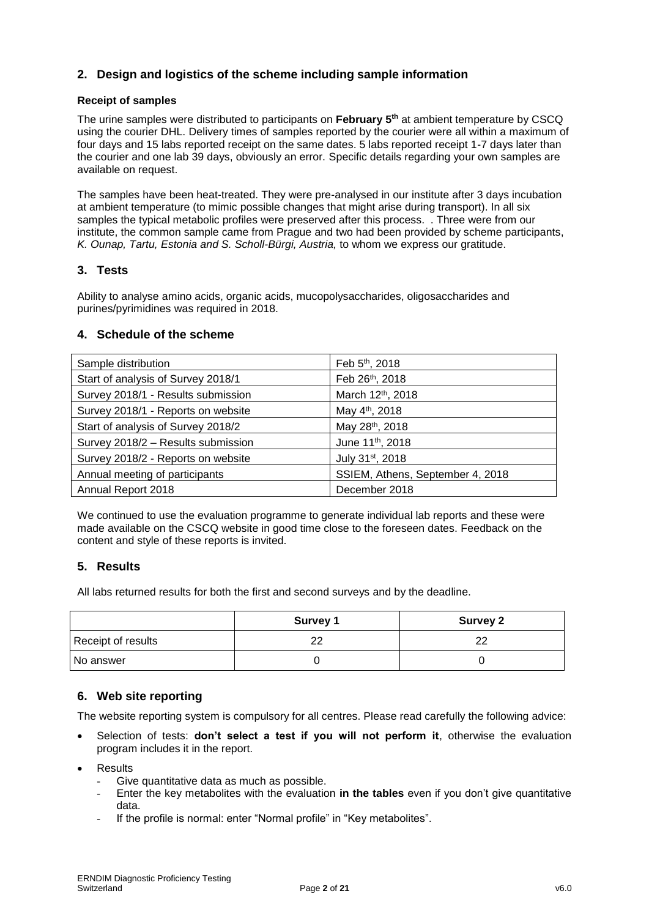## 2. Design and logistics of the scheme including sample information

### Receipt of samples

The urine samples were distributed to participants on **February 5th** at ambient temperature by CSCQ using the courier DHL. Delivery times of samples reported by the courier were all within a maximum of four days and 15 labs reported receipt on the same dates. 5 labs reported receipt 1-7 days later than the courier and one lab 39 days, obviously an error. Specific details regarding your own samples are available on request.

The samples have been heat-treated. They were pre-analysed in our institute after 3 days incubation at ambient temperature (to mimic possible changes that might arise during transport). In all six samples the typical metabolic profiles were preserved after this process. . Three were from our institute, the common sample came from Prague and two had been provided by scheme participants, *K. Ounap, Tartu, Estonia and S. Scholl-Bürgi, Austria,* to whom we express our gratitude.

## 3. Tests

Ability to analyse amino acids, organic acids, mucopolysaccharides, oligosaccharides and purines/pyrimidines was required in 2018.

## 4. Schedule of the scheme

| Sample distribution | Feb 5th, 2018 |
|---|---|
| Start of analysis of Survey 2018/1 | Feb 26th, 2018 |
| Survey 2018/1 - Results submission | March 12th, 2018 |
| Survey 2018/1 - Reports on website | May 4th, 2018 |
| Start of analysis of Survey 2018/2 | May 28th, 2018 |
| Survey 2018/2 – Results submission | June 11th, 2018 |
| Survey 2018/2 - Reports on website | July 31st, 2018 |
| Annual meeting of participants | SSIEM, Athens, September 4, 2018 |
| Annual Report 2018 | December 2018 |

We continued to use the evaluation programme to generate individual lab reports and these were made available on the CSCQ website in good time close to the foreseen dates. Feedback on the content and style of these reports is invited.

## 5. Results

All labs returned results for both the first and second surveys and by the deadline.

| | Survey 1 | Survey 2 |
|---|---|---|
| Receipt of results | 22 | 22 |
| No answer | 0 | 0 |

## 6. Web site reporting

The website reporting system is compulsory for all centres. Please read carefully the following advice:

- Selection of tests: **don't select a test if you will not perform it**, otherwise the evaluation program includes it in the report.
- Results
  - Give quantitative data as much as possible.
  - Enter the key metabolites with the evaluation **in the tables** even if you don't give quantitative data.
  - If the profile is normal: enter "Normal profile" in "Key metabolites".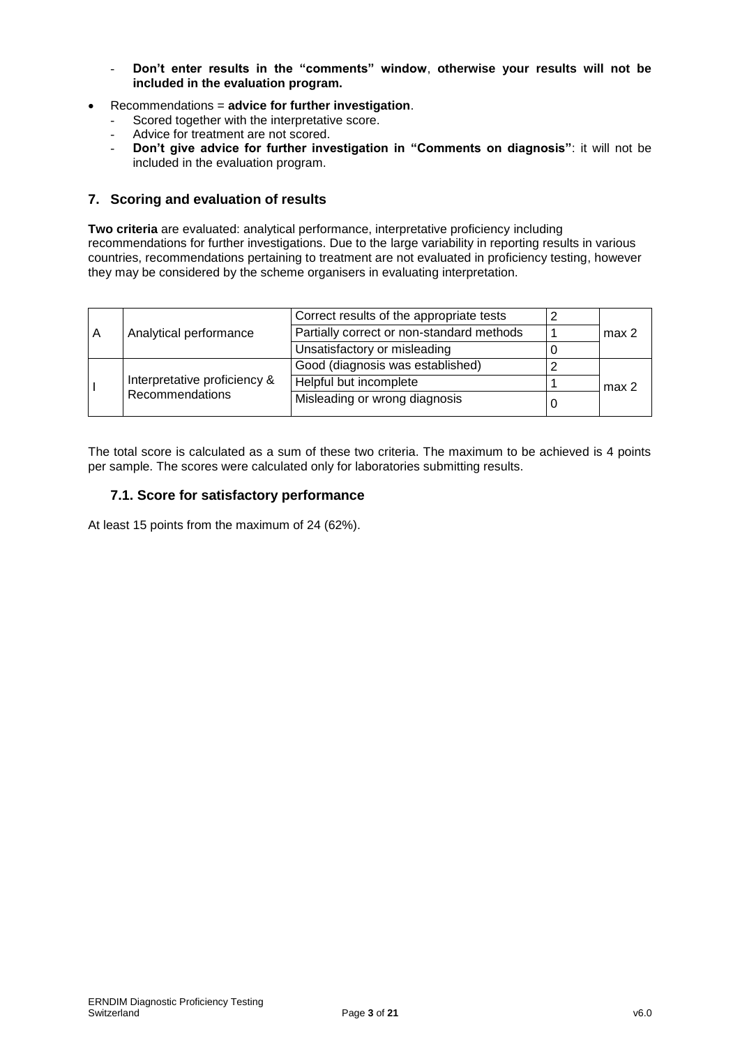- **Don't enter results in the "comments" window**, **otherwise your results will not be included in the evaluation program.**

- Recommendations = **advice for further investigation**.
  - Scored together with the interpretative score.
  - Advice for treatment are not scored.
  - **Don't give advice for further investigation in "Comments on diagnosis"**: it will not be included in the evaluation program.

## 7. Scoring and evaluation of results

**Two criteria** are evaluated: analytical performance, interpretative proficiency including recommendations for further investigations. Due to the large variability in reporting results in various countries, recommendations pertaining to treatment are not evaluated in proficiency testing, however they may be considered by the scheme organisers in evaluating interpretation.

| | | | | |
|---|---|---|---|---|
| A | Analytical performance | Correct results of the appropriate tests | 2 | max 2 |
| | | Partially correct or non-standard methods | 1 | |
| | | Unsatisfactory or misleading | 0 | |
| I | Interpretative proficiency & Recommendations | Good (diagnosis was established) | 2 | max 2 |
| | | Helpful but incomplete | 1 | |
| | | Misleading or wrong diagnosis | 0 | |

The total score is calculated as a sum of these two criteria. The maximum to be achieved is 4 points per sample. The scores were calculated only for laboratories submitting results.

### 7.1. Score for satisfactory performance

At least 15 points from the maximum of 24 (62%).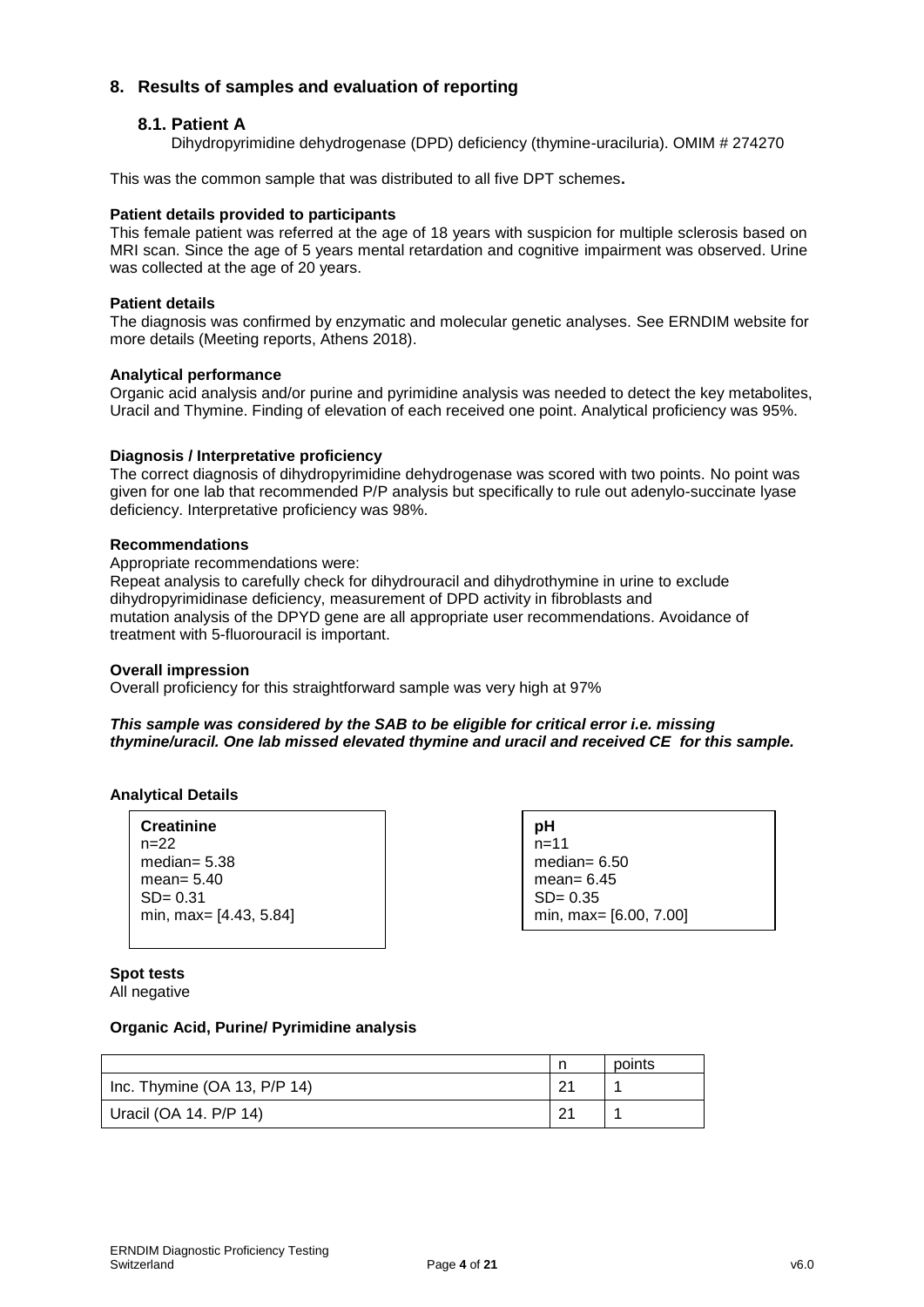## 8. Results of samples and evaluation of reporting

### 8.1. Patient A

Dihydropyrimidine dehydrogenase (DPD) deficiency (thymine-uraciluria). OMIM # 274270

This was the common sample that was distributed to all five DPT schemes**.**

**Patient details provided to participants**

This female patient was referred at the age of 18 years with suspicion for multiple sclerosis based on MRI scan. Since the age of 5 years mental retardation and cognitive impairment was observed. Urine was collected at the age of 20 years.

**Patient details**

The diagnosis was confirmed by enzymatic and molecular genetic analyses. See ERNDIM website for more details (Meeting reports, Athens 2018).

**Analytical performance**

Organic acid analysis and/or purine and pyrimidine analysis was needed to detect the key metabolites, Uracil and Thymine. Finding of elevation of each received one point. Analytical proficiency was 95%.

**Diagnosis / Interpretative proficiency**

The correct diagnosis of dihydropyrimidine dehydrogenase was scored with two points. No point was given for one lab that recommended P/P analysis but specifically to rule out adenylo-succinate lyase deficiency. Interpretative proficiency was 98%.

**Recommendations**

Appropriate recommendations were:

Repeat analysis to carefully check for dihydrouracil and dihydrothymine in urine to exclude dihydropyrimidinase deficiency, measurement of DPD activity in fibroblasts and mutation analysis of the DPYD gene are all appropriate user recommendations. Avoidance of treatment with 5-fluorouracil is important.

**Overall impression**

Overall proficiency for this straightforward sample was very high at 97%

***This sample was considered by the SAB to be eligible for critical error i.e. missing thymine/uracil. One lab missed elevated thymine and uracil and received CE for this sample.***

**Analytical Details**

**Creatinine**
n=22
median= 5.38
mean= 5.40
SD= 0.31
min, max= [4.43, 5.84]

**pH**
n=11
median= 6.50
mean= 6.45
SD= 0.35
min, max= [6.00, 7.00]

**Spot tests**

All negative

**Organic Acid, Purine/ Pyrimidine analysis**

| | n | points |
|---|---|---|
| Inc. Thymine (OA 13, P/P 14) | 21 | 1 |
| Uracil (OA 14. P/P 14) | 21 | 1 |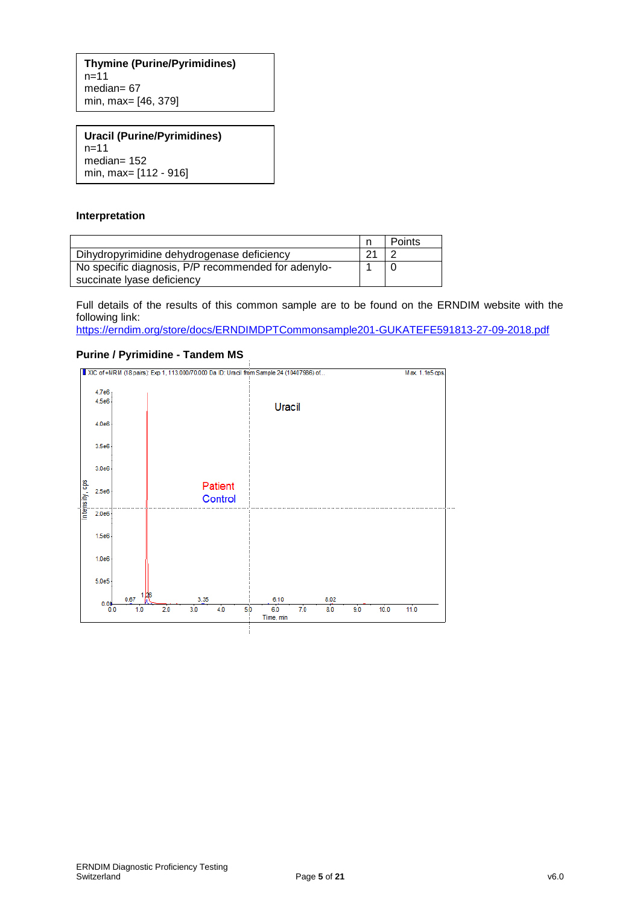**Thymine (Purine/Pyrimidines)**
n=11
median= 67
min, max= [46, 379]

**Uracil (Purine/Pyrimidines)**
n=11
median= 152
min, max= [112 - 916]

### Interpretation

| | n | Points |
|---|---|---|
| Dihydropyrimidine dehydrogenase deficiency | 21 | 2 |
| No specific diagnosis, P/P recommended for adenylo-succinate lyase deficiency | 1 | 0 |

Full details of the results of this common sample are to be found on the ERNDIM website with the following link:
https://erndim.org/store/docs/ERNDIMDPTCommonsample201-GUKATEFE591813-27-09-2018.pdf

### Purine / Pyrimidine - Tandem MS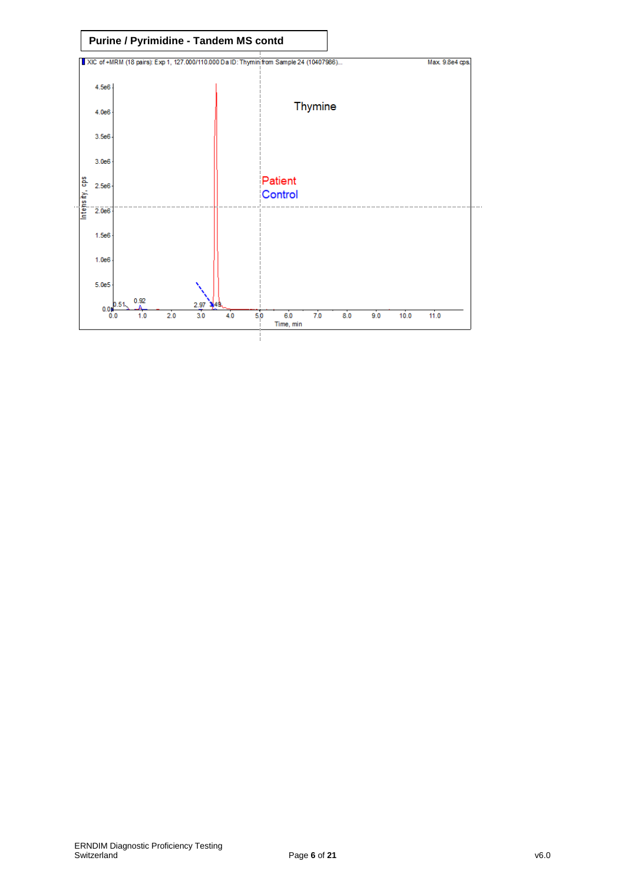**Purine / Pyrimidine - Tandem MS contd**

XIC of +MRM (18 pairs): Exp 1, 127.000/110.000 Da ID: Thymin from Sample 24 (10407986)... Max. 9.8e4 cps.

Thymine

Patient

Control

Intensity, cps: 0.0, 5.0e5, 1.0e6, 1.5e6, 2.0e6, 2.5e6, 3.0e6, 3.5e6, 4.0e6, 4.5e6

Time, min: 0.0, 1.0, 2.0, 3.0, 4.0, 5.0, 6.0, 7.0, 8.0, 9.0, 10.0, 11.0

Peak labels: 0.51, 0.92, 2.97, 3.49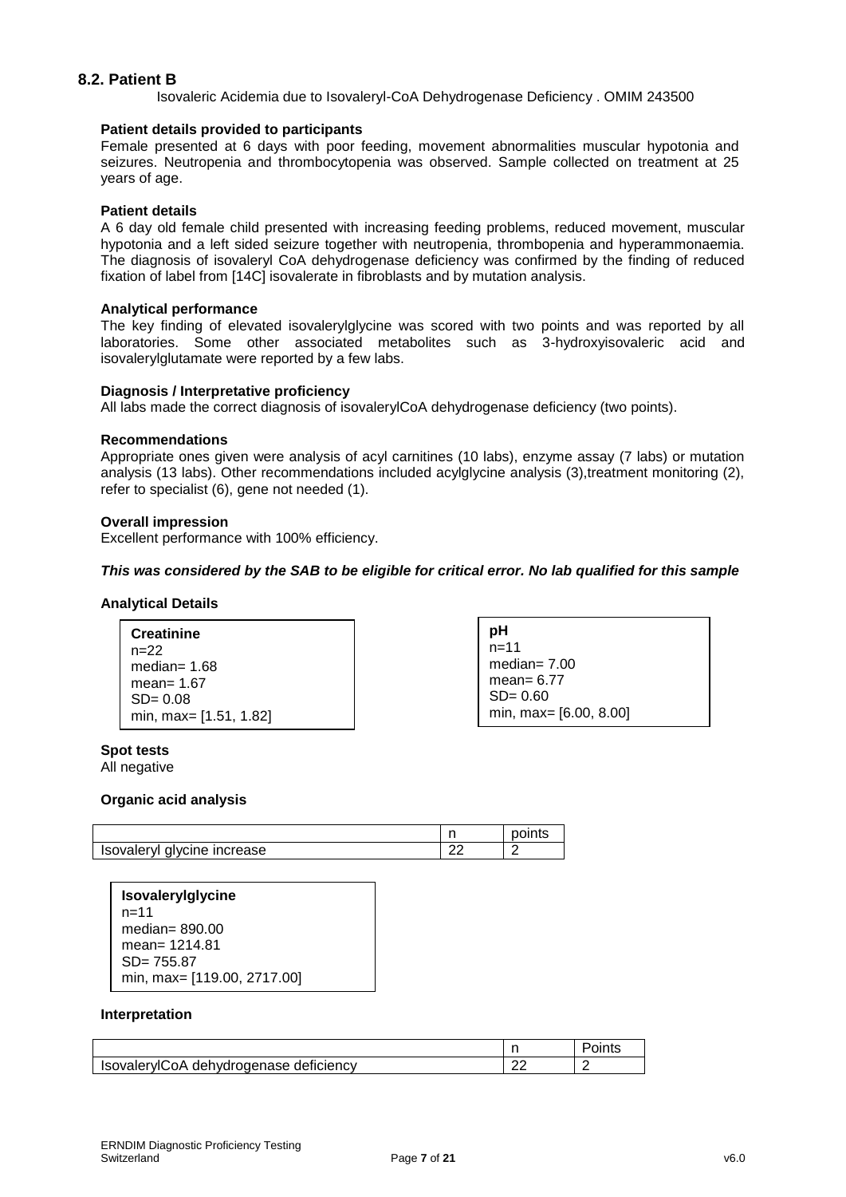## 8.2. Patient B

Isovaleric Acidemia due to Isovaleryl-CoA Dehydrogenase Deficiency . OMIM 243500

### Patient details provided to participants

Female presented at 6 days with poor feeding, movement abnormalities muscular hypotonia and seizures. Neutropenia and thrombocytopenia was observed. Sample collected on treatment at 25 years of age.

### Patient details

A 6 day old female child presented with increasing feeding problems, reduced movement, muscular hypotonia and a left sided seizure together with neutropenia, thrombopenia and hyperammonaemia. The diagnosis of isovaleryl CoA dehydrogenase deficiency was confirmed by the finding of reduced fixation of label from [14C] isovalerate in fibroblasts and by mutation analysis.

### Analytical performance

The key finding of elevated isovalerylglycine was scored with two points and was reported by all laboratories. Some other associated metabolites such as 3-hydroxyisovaleric acid and isovalerylglutamate were reported by a few labs.

### Diagnosis / Interpretative proficiency

All labs made the correct diagnosis of isovalerylCoA dehydrogenase deficiency (two points).

### Recommendations

Appropriate ones given were analysis of acyl carnitines (10 labs), enzyme assay (7 labs) or mutation analysis (13 labs). Other recommendations included acylglycine analysis (3),treatment monitoring (2), refer to specialist (6), gene not needed (1).

### Overall impression

Excellent performance with 100% efficiency.

***This was considered by the SAB to be eligible for critical error. No lab qualified for this sample***

### Analytical Details

**Creatinine**
n=22
median= 1.68
mean= 1.67
SD= 0.08
min, max= [1.51, 1.82]

**pH**
n=11
median= 7.00
mean= 6.77
SD= 0.60
min, max= [6.00, 8.00]

**Spot tests**
All negative

**Organic acid analysis**

| | n | points |
|---|---|---|
| Isovaleryl glycine increase | 22 | 2 |

**Isovalerylglycine**
n=11
median= 890.00
mean= 1214.81
SD= 755.87
min, max= [119.00, 2717.00]

**Interpretation**

| | n | Points |
|---|---|---|
| IsovalerylCoA dehydrogenase deficiency | 22 | 2 |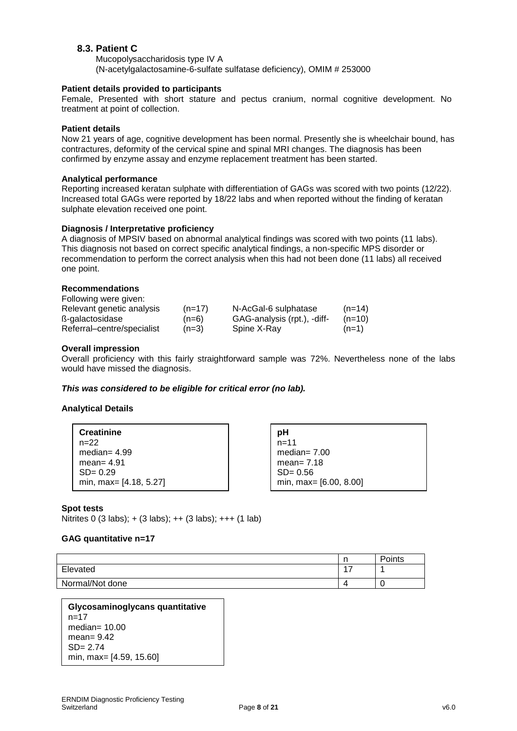## 8.3. Patient C

Mucopolysaccharidosis type IV A
(N-acetylgalactosamine-6-sulfate sulfatase deficiency), OMIM # 253000

**Patient details provided to participants**

Female, Presented with short stature and pectus cranium, normal cognitive development. No treatment at point of collection.

**Patient details**

Now 21 years of age, cognitive development has been normal. Presently she is wheelchair bound, has contractures, deformity of the cervical spine and spinal MRI changes. The diagnosis has been confirmed by enzyme assay and enzyme replacement treatment has been started.

**Analytical performance**

Reporting increased keratan sulphate with differentiation of GAGs was scored with two points (12/22). Increased total GAGs were reported by 18/22 labs and when reported without the finding of keratan sulphate elevation received one point.

**Diagnosis / Interpretative proficiency**

A diagnosis of MPSIV based on abnormal analytical findings was scored with two points (11 labs). This diagnosis not based on correct specific analytical findings, a non-specific MPS disorder or recommendation to perform the correct analysis when this had not been done (11 labs) all received one point.

**Recommendations**

Following were given:

| | | | |
|---|---|---|---|
| Relevant genetic analysis | (n=17) | N-AcGal-6 sulphatase | (n=14) |
| ß-galactosidase | (n=6) | GAG-analysis (rpt.), -diff- | (n=10) |
| Referral–centre/specialist | (n=3) | Spine X-Ray | (n=1) |

**Overall impression**

Overall proficiency with this fairly straightforward sample was 72%. Nevertheless none of the labs would have missed the diagnosis.

***This was considered to be eligible for critical error (no lab).***

**Analytical Details**

**Creatinine**
n=22
median= 4.99
mean= 4.91
SD= 0.29
min, max= [4.18, 5.27]

**pH**
n=11
median= 7.00
mean= 7.18
SD= 0.56
min, max= [6.00, 8.00]

**Spot tests**

Nitrites 0 (3 labs); + (3 labs); ++ (3 labs); +++ (1 lab)

**GAG quantitative n=17**

| | n | Points |
|---|---|---|
| Elevated | 17 | 1 |
| Normal/Not done | 4 | 0 |

**Glycosaminoglycans quantitative**
n=17
median= 10.00
mean= 9.42
SD= 2.74
min, max= [4.59, 15.60]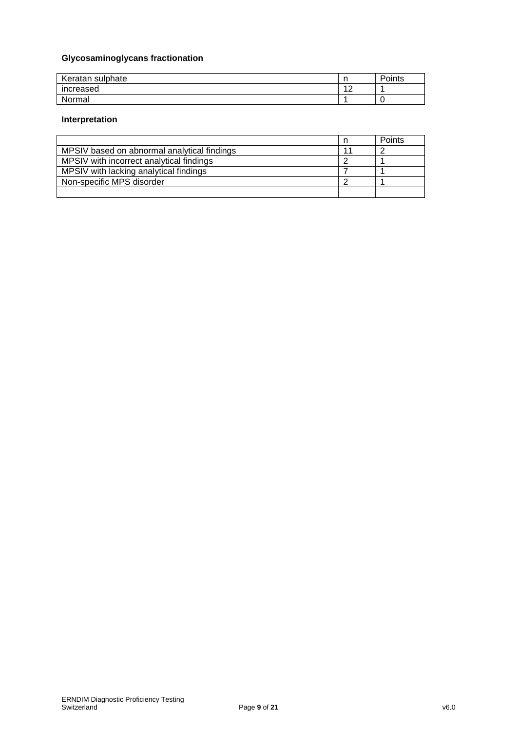### Glycosaminoglycans fractionation

| Keratan sulphate | n | Points |
|---|---|---|
| increased | 12 | 1 |
| Normal | 1 | 0 |

### Interpretation

| | n | Points |
|---|---|---|
| MPSIV based on abnormal analytical findings | 11 | 2 |
| MPSIV with incorrect analytical findings | 2 | 1 |
| MPSIV with lacking analytical findings | 7 | 1 |
| Non-specific MPS disorder | 2 | 1 |
| | | |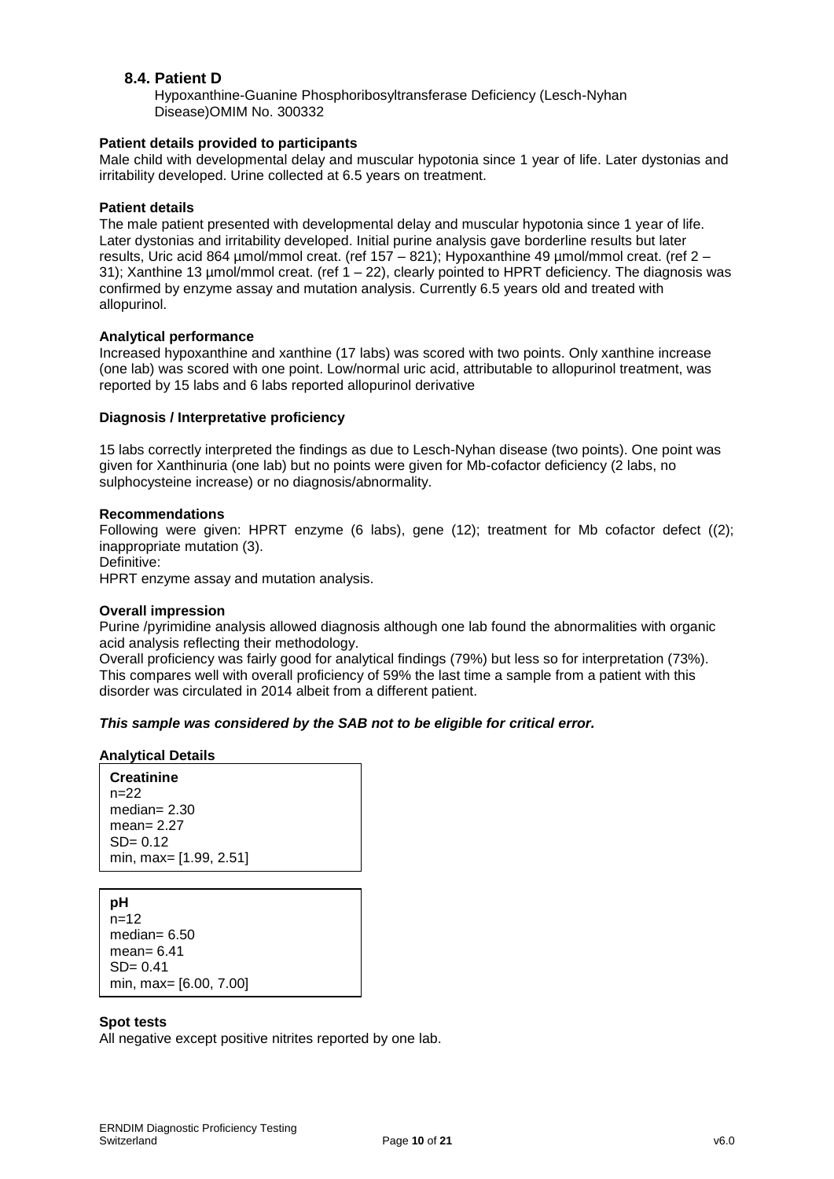## 8.4. Patient D

Hypoxanthine-Guanine Phosphoribosyltransferase Deficiency (Lesch-Nyhan Disease)OMIM No. 300332

### Patient details provided to participants

Male child with developmental delay and muscular hypotonia since 1 year of life. Later dystonias and irritability developed. Urine collected at 6.5 years on treatment.

### Patient details

The male patient presented with developmental delay and muscular hypotonia since 1 year of life. Later dystonias and irritability developed. Initial purine analysis gave borderline results but later results, Uric acid 864 µmol/mmol creat. (ref 157 – 821); Hypoxanthine 49 µmol/mmol creat. (ref 2 – 31); Xanthine 13 µmol/mmol creat. (ref 1 – 22), clearly pointed to HPRT deficiency. The diagnosis was confirmed by enzyme assay and mutation analysis. Currently 6.5 years old and treated with allopurinol.

### Analytical performance

Increased hypoxanthine and xanthine (17 labs) was scored with two points. Only xanthine increase (one lab) was scored with one point. Low/normal uric acid, attributable to allopurinol treatment, was reported by 15 labs and 6 labs reported allopurinol derivative

### Diagnosis / Interpretative proficiency

15 labs correctly interpreted the findings as due to Lesch-Nyhan disease (two points). One point was given for Xanthinuria (one lab) but no points were given for Mb-cofactor deficiency (2 labs, no sulphocysteine increase) or no diagnosis/abnormality.

### Recommendations

Following were given: HPRT enzyme (6 labs), gene (12); treatment for Mb cofactor defect ((2); inappropriate mutation (3).

Definitive:

HPRT enzyme assay and mutation analysis.

### Overall impression

Purine /pyrimidine analysis allowed diagnosis although one lab found the abnormalities with organic acid analysis reflecting their methodology.

Overall proficiency was fairly good for analytical findings (79%) but less so for interpretation (73%). This compares well with overall proficiency of 59% the last time a sample from a patient with this disorder was circulated in 2014 albeit from a different patient.

***This sample was considered by the SAB not to be eligible for critical error.***

### Analytical Details

**Creatinine**
n=22
median= 2.30
mean= 2.27
SD= 0.12
min, max= [1.99, 2.51]

**pH**
n=12
median= 6.50
mean= 6.41
SD= 0.41
min, max= [6.00, 7.00]

### Spot tests

All negative except positive nitrites reported by one lab.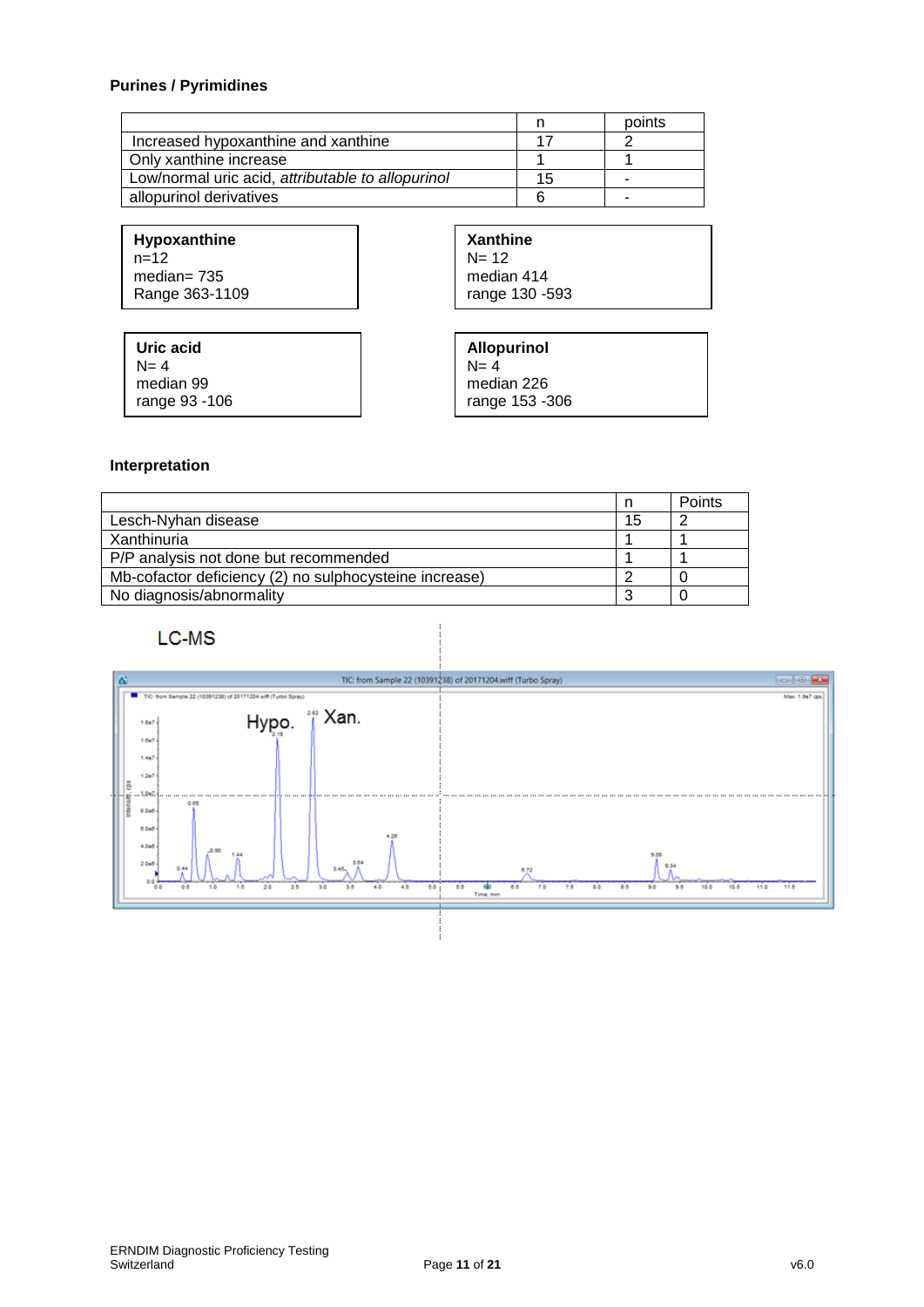**Purines / Pyrimidines**

| | n | points |
|---|---|---|
| Increased hypoxanthine and xanthine | 17 | 2 |
| Only xanthine increase | 1 | 1 |
| Low/normal uric acid, *attributable to allopurinol* | 15 | - |
| allopurinol derivatives | 6 | - |

**Hypoxanthine**
n=12
median= 735
Range 363-1109

**Xanthine**
N= 12
median 414
range 130 -593

**Uric acid**
N= 4
median 99
range 93 -106

**Allopurinol**
N= 4
median 226
range 153 -306

**Interpretation**

| | n | Points |
|---|---|---|
| Lesch-Nyhan disease | 15 | 2 |
| Xanthinuria | 1 | 1 |
| P/P analysis not done but recommended | 1 | 1 |
| Mb-cofactor deficiency (2) no sulphocysteine increase) | 2 | 0 |
| No diagnosis/abnormality | 3 | 0 |

LC-MS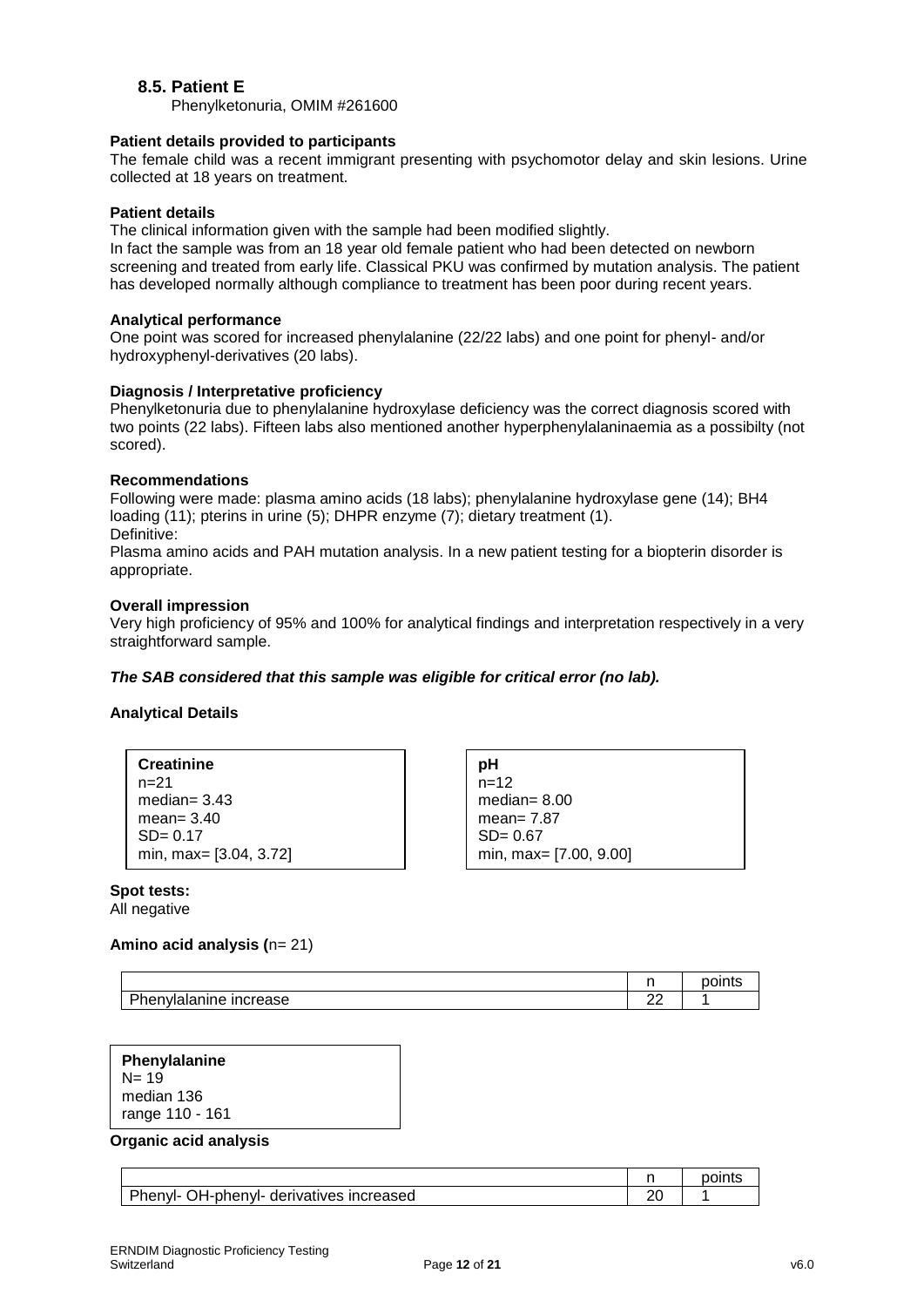## 8.5. Patient E

Phenylketonuria, OMIM #261600

**Patient details provided to participants**

The female child was a recent immigrant presenting with psychomotor delay and skin lesions. Urine collected at 18 years on treatment.

**Patient details**

The clinical information given with the sample had been modified slightly.

In fact the sample was from an 18 year old female patient who had been detected on newborn screening and treated from early life. Classical PKU was confirmed by mutation analysis. The patient has developed normally although compliance to treatment has been poor during recent years.

**Analytical performance**

One point was scored for increased phenylalanine (22/22 labs) and one point for phenyl- and/or hydroxyphenyl-derivatives (20 labs).

**Diagnosis / Interpretative proficiency**

Phenylketonuria due to phenylalanine hydroxylase deficiency was the correct diagnosis scored with two points (22 labs). Fifteen labs also mentioned another hyperphenylalaninaemia as a possibilty (not scored).

**Recommendations**

Following were made: plasma amino acids (18 labs); phenylalanine hydroxylase gene (14); BH4 loading (11); pterins in urine (5); DHPR enzyme (7); dietary treatment (1).

Definitive:

Plasma amino acids and PAH mutation analysis. In a new patient testing for a biopterin disorder is appropriate.

**Overall impression**

Very high proficiency of 95% and 100% for analytical findings and interpretation respectively in a very straightforward sample.

***The SAB considered that this sample was eligible for critical error (no lab).***

**Analytical Details**

**Creatinine**
n=21
median= 3.43
mean= 3.40
SD= 0.17
min, max= [3.04, 3.72]

**pH**
n=12
median= 8.00
mean= 7.87
SD= 0.67
min, max= [7.00, 9.00]

**Spot tests:**
All negative

**Amino acid analysis (**n= 21)

| | n | points |
|---|---|---|
| Phenylalanine increase | 22 | 1 |

**Phenylalanine**
N= 19
median 136
range 110 - 161

**Organic acid analysis**

| | n | points |
|---|---|---|
| Phenyl- OH-phenyl- derivatives increased | 20 | 1 |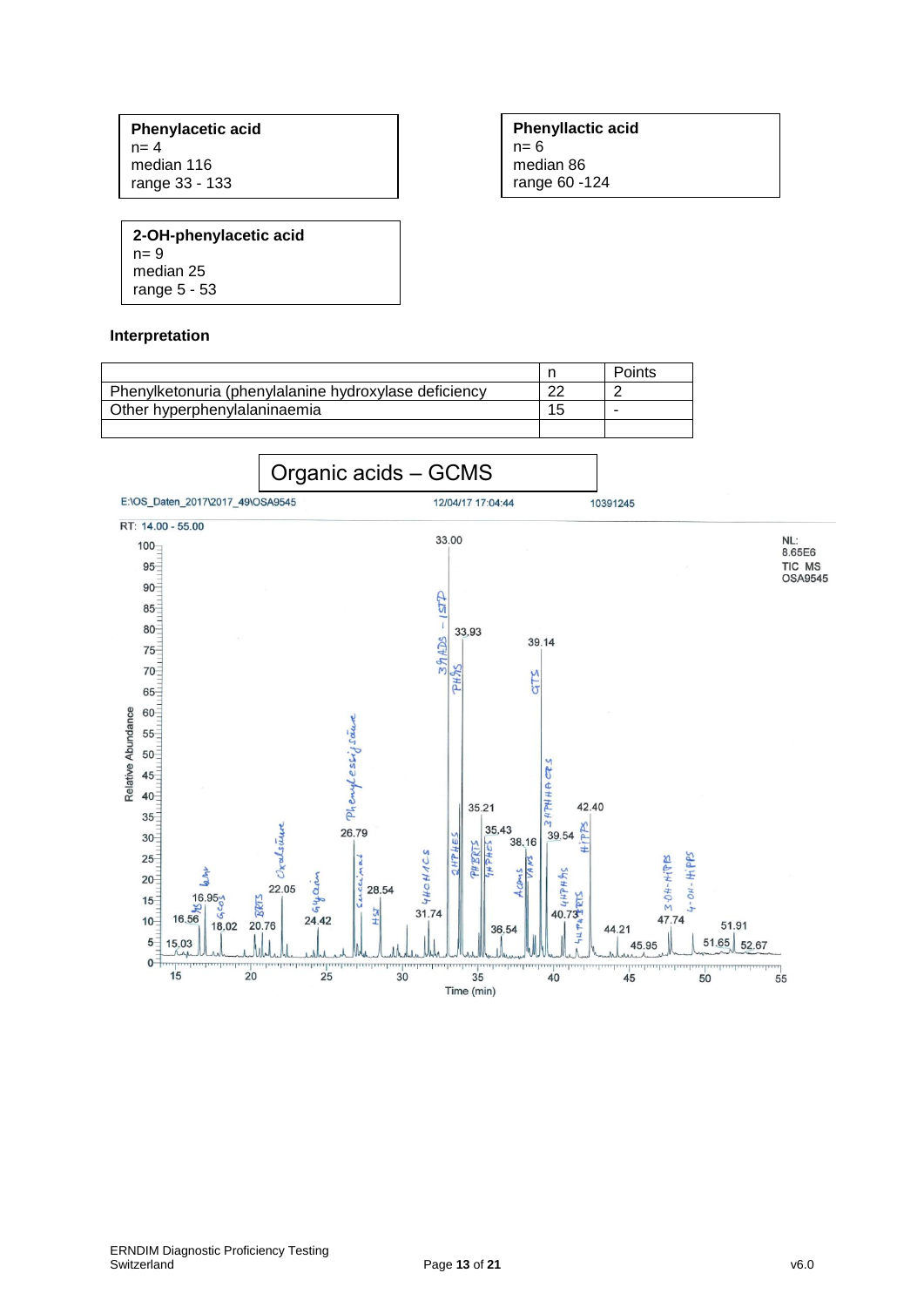**Phenylacetic acid**
n= 4
median 116
range 33 - 133

**Phenyllactic acid**
n= 6
median 86
range 60 -124

**2-OH-phenylacetic acid**
n= 9
median 25
range 5 - 53

### Interpretation

| | n | Points |
|---|---|---|
| Phenylketonuria (phenylalanine hydroxylase deficiency | 22 | 2 |
| Other hyperphenylalaninaemia | 15 | - |
| | | |

## Organic acids – GCMS

E:\OS_Daten_2017\2017_49\OSA9545 12/04/17 17:04:44 10391245

RT: 14.00 - 55.00

NL: 8.65E6 TIC MS OSA9545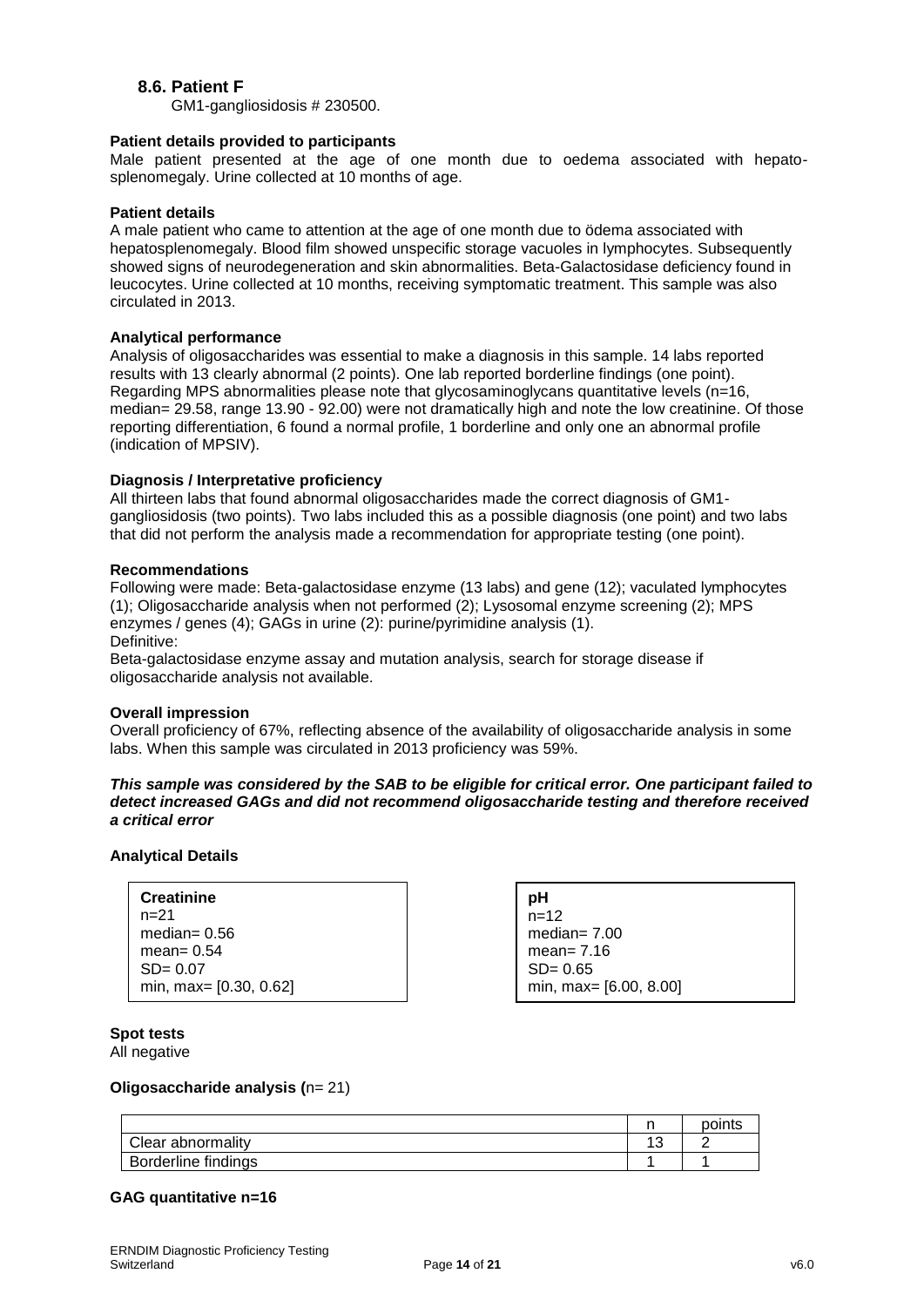## 8.6. Patient F

GM1-gangliosidosis # 230500.

**Patient details provided to participants**

Male patient presented at the age of one month due to oedema associated with hepato-splenomegaly. Urine collected at 10 months of age.

**Patient details**

A male patient who came to attention at the age of one month due to ödema associated with hepatosplenomegaly. Blood film showed unspecific storage vacuoles in lymphocytes. Subsequently showed signs of neurodegeneration and skin abnormalities. Beta-Galactosidase deficiency found in leucocytes. Urine collected at 10 months, receiving symptomatic treatment. This sample was also circulated in 2013.

**Analytical performance**

Analysis of oligosaccharides was essential to make a diagnosis in this sample. 14 labs reported results with 13 clearly abnormal (2 points). One lab reported borderline findings (one point). Regarding MPS abnormalities please note that glycosaminoglycans quantitative levels (n=16, median= 29.58, range 13.90 - 92.00) were not dramatically high and note the low creatinine. Of those reporting differentiation, 6 found a normal profile, 1 borderline and only one an abnormal profile (indication of MPSIV).

**Diagnosis / Interpretative proficiency**

All thirteen labs that found abnormal oligosaccharides made the correct diagnosis of GM1-gangliosidosis (two points). Two labs included this as a possible diagnosis (one point) and two labs that did not perform the analysis made a recommendation for appropriate testing (one point).

**Recommendations**

Following were made: Beta-galactosidase enzyme (13 labs) and gene (12); vaculated lymphocytes (1); Oligosaccharide analysis when not performed (2); Lysosomal enzyme screening (2); MPS enzymes / genes (4); GAGs in urine (2): purine/pyrimidine analysis (1).

Definitive:

Beta-galactosidase enzyme assay and mutation analysis, search for storage disease if oligosaccharide analysis not available.

**Overall impression**

Overall proficiency of 67%, reflecting absence of the availability of oligosaccharide analysis in some labs. When this sample was circulated in 2013 proficiency was 59%.

***This sample was considered by the SAB to be eligible for critical error. One participant failed to detect increased GAGs and did not recommend oligosaccharide testing and therefore received a critical error***

**Analytical Details**

**Creatinine**
n=21
median= 0.56
mean= 0.54
SD= 0.07
min, max= [0.30, 0.62]

**pH**
n=12
median= 7.00
mean= 7.16
SD= 0.65
min, max= [6.00, 8.00]

**Spot tests**

All negative

**Oligosaccharide analysis (**n= 21)

| | n | points |
|---|---|---|
| Clear abnormality | 13 | 2 |
| Borderline findings | 1 | 1 |

**GAG quantitative n=16**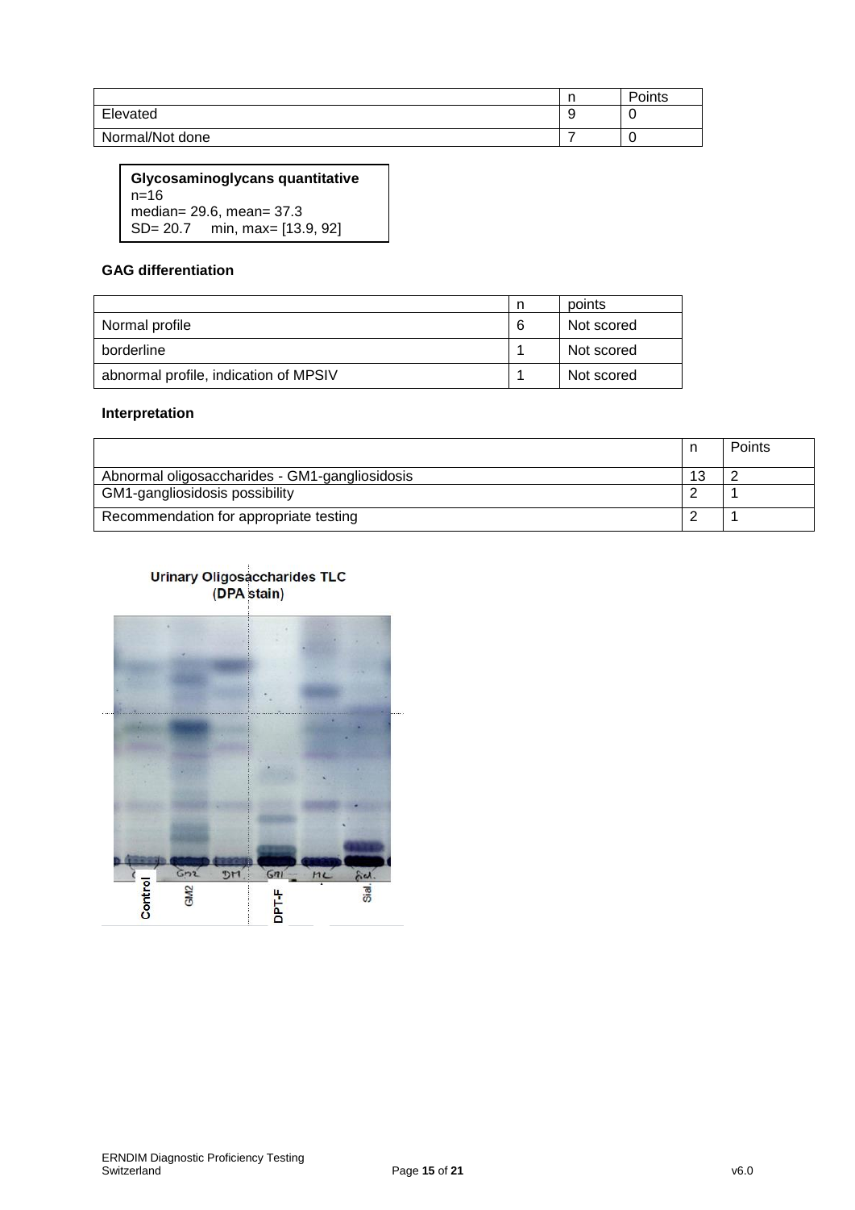|  | n | Points |
|---|---|---|
| Elevated | 9 | 0 |
| Normal/Not done | 7 | 0 |

**Glycosaminoglycans quantitative**
n=16
median= 29.6, mean= 37.3
SD= 20.7 min, max= [13.9, 92]

**GAG differentiation**

|  | n | points |
|---|---|---|
| Normal profile | 6 | Not scored |
| borderline | 1 | Not scored |
| abnormal profile, indication of MPSIV | 1 | Not scored |

**Interpretation**

|  | n | Points |
|---|---|---|
| Abnormal oligosaccharides - GM1-gangliosidosis | 13 | 2 |
| GM1-gangliosidosis possibility | 2 | 1 |
| Recommendation for appropriate testing | 2 | 1 |

Urinary Oligosaccharides TLC (DPA stain)

Control GM2 DPT-F Sial.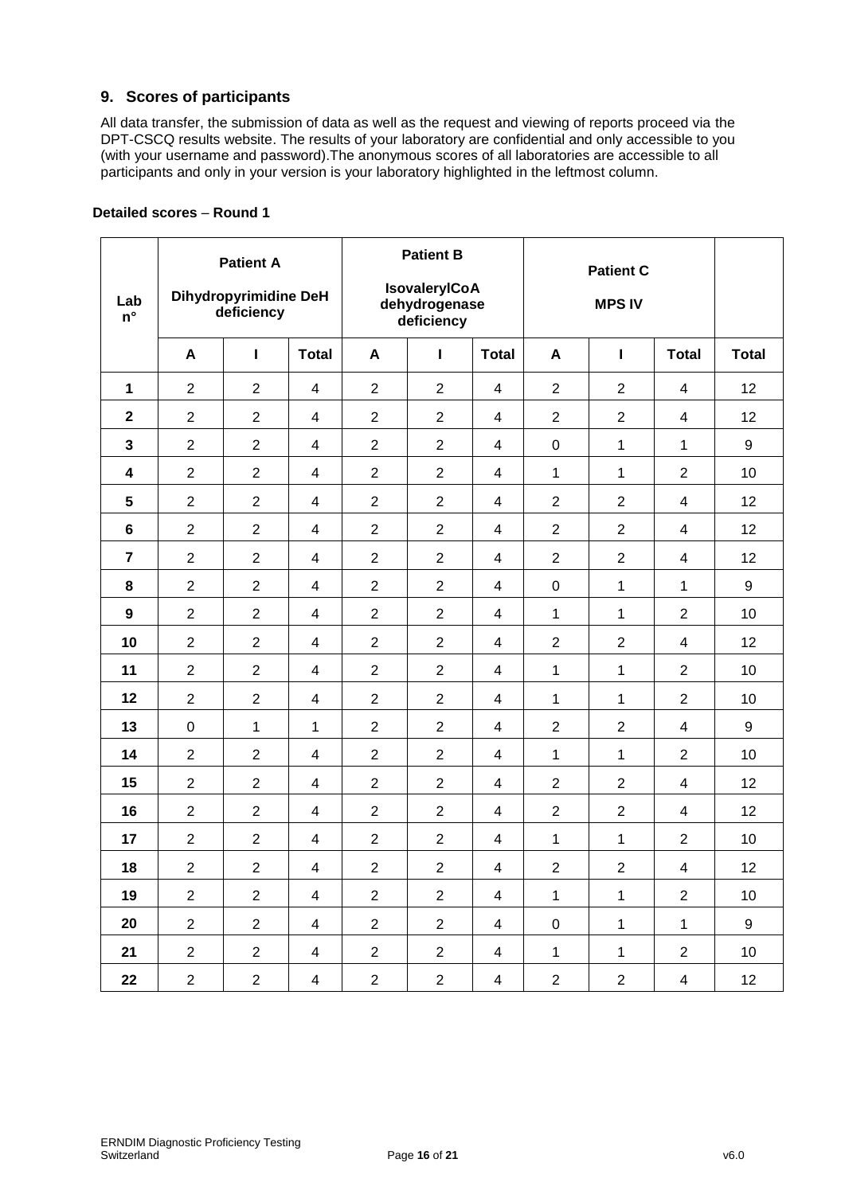## 9. Scores of participants

All data transfer, the submission of data as well as the request and viewing of reports proceed via the DPT-CSCQ results website. The results of your laboratory are confidential and only accessible to you (with your username and password).The anonymous scores of all laboratories are accessible to all participants and only in your version is your laboratory highlighted in the leftmost column.

**Detailed scores – Round 1**

| Lab n° | Patient A Dihydropyrimidine DeH deficiency | | | Patient B IsovalerylCoA dehydrogenase deficiency | | | Patient C MPS IV | | | |
|---|---|---|---|---|---|---|---|---|---|---|
| | A | I | Total | A | I | Total | A | I | Total | Total |
| 1 | 2 | 2 | 4 | 2 | 2 | 4 | 2 | 2 | 4 | 12 |
| 2 | 2 | 2 | 4 | 2 | 2 | 4 | 2 | 2 | 4 | 12 |
| 3 | 2 | 2 | 4 | 2 | 2 | 4 | 0 | 1 | 1 | 9 |
| 4 | 2 | 2 | 4 | 2 | 2 | 4 | 1 | 1 | 2 | 10 |
| 5 | 2 | 2 | 4 | 2 | 2 | 4 | 2 | 2 | 4 | 12 |
| 6 | 2 | 2 | 4 | 2 | 2 | 4 | 2 | 2 | 4 | 12 |
| 7 | 2 | 2 | 4 | 2 | 2 | 4 | 2 | 2 | 4 | 12 |
| 8 | 2 | 2 | 4 | 2 | 2 | 4 | 0 | 1 | 1 | 9 |
| 9 | 2 | 2 | 4 | 2 | 2 | 4 | 1 | 1 | 2 | 10 |
| 10 | 2 | 2 | 4 | 2 | 2 | 4 | 2 | 2 | 4 | 12 |
| 11 | 2 | 2 | 4 | 2 | 2 | 4 | 1 | 1 | 2 | 10 |
| 12 | 2 | 2 | 4 | 2 | 2 | 4 | 1 | 1 | 2 | 10 |
| 13 | 0 | 1 | 1 | 2 | 2 | 4 | 2 | 2 | 4 | 9 |
| 14 | 2 | 2 | 4 | 2 | 2 | 4 | 1 | 1 | 2 | 10 |
| 15 | 2 | 2 | 4 | 2 | 2 | 4 | 2 | 2 | 4 | 12 |
| 16 | 2 | 2 | 4 | 2 | 2 | 4 | 2 | 2 | 4 | 12 |
| 17 | 2 | 2 | 4 | 2 | 2 | 4 | 1 | 1 | 2 | 10 |
| 18 | 2 | 2 | 4 | 2 | 2 | 4 | 2 | 2 | 4 | 12 |
| 19 | 2 | 2 | 4 | 2 | 2 | 4 | 1 | 1 | 2 | 10 |
| 20 | 2 | 2 | 4 | 2 | 2 | 4 | 0 | 1 | 1 | 9 |
| 21 | 2 | 2 | 4 | 2 | 2 | 4 | 1 | 1 | 2 | 10 |
| 22 | 2 | 2 | 4 | 2 | 2 | 4 | 2 | 2 | 4 | 12 |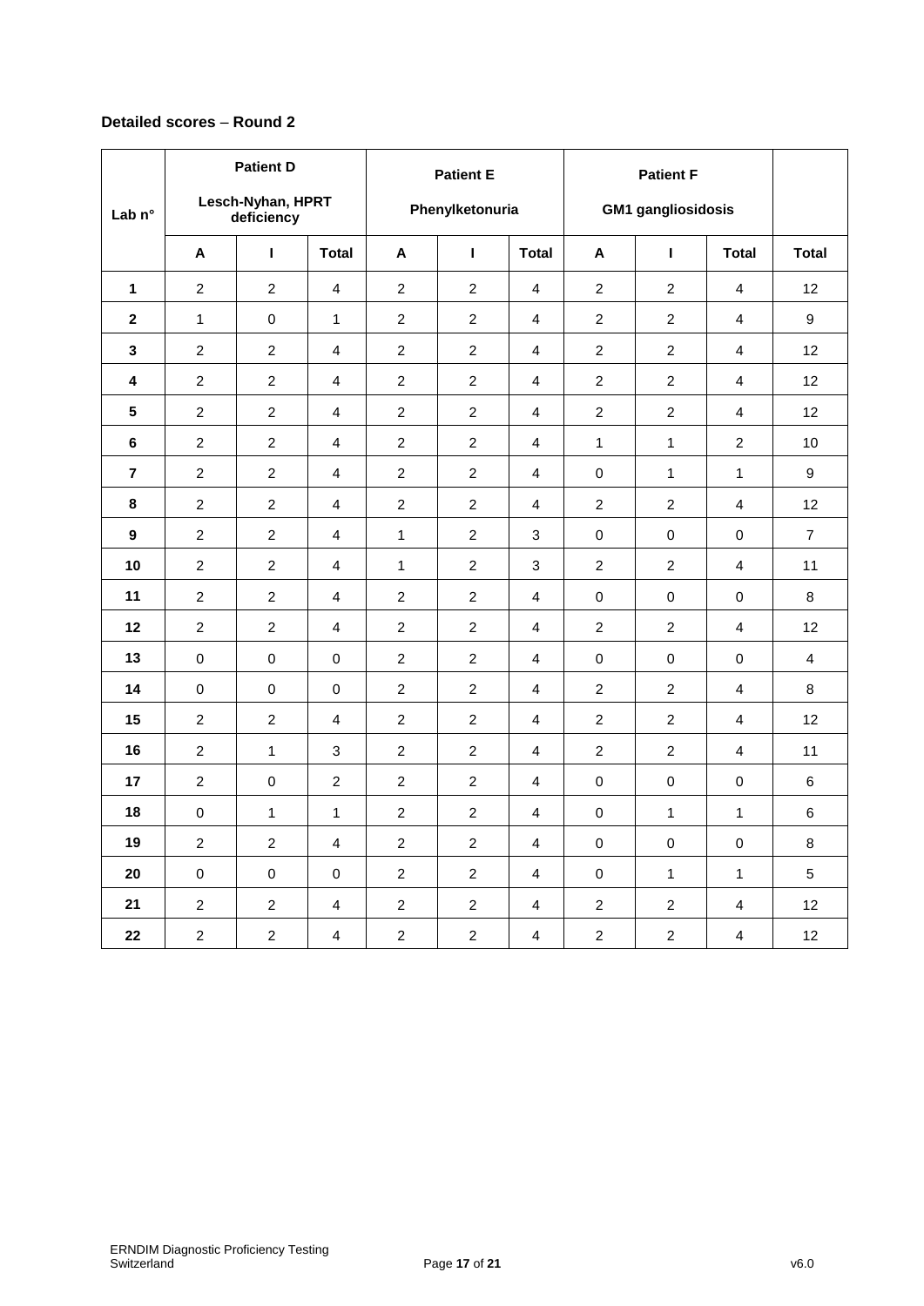**Detailed scores – Round 2**

| Lab n° | Patient D Lesch-Nyhan, HPRT deficiency | | | Patient E Phenylketonuria | | | Patient F GM1 gangliosidosis | | | |
|---|---|---|---|---|---|---|---|---|---|---|
| | A | I | Total | A | I | Total | A | I | Total | Total |
| 1 | 2 | 2 | 4 | 2 | 2 | 4 | 2 | 2 | 4 | 12 |
| 2 | 1 | 0 | 1 | 2 | 2 | 4 | 2 | 2 | 4 | 9 |
| 3 | 2 | 2 | 4 | 2 | 2 | 4 | 2 | 2 | 4 | 12 |
| 4 | 2 | 2 | 4 | 2 | 2 | 4 | 2 | 2 | 4 | 12 |
| 5 | 2 | 2 | 4 | 2 | 2 | 4 | 2 | 2 | 4 | 12 |
| 6 | 2 | 2 | 4 | 2 | 2 | 4 | 1 | 1 | 2 | 10 |
| 7 | 2 | 2 | 4 | 2 | 2 | 4 | 0 | 1 | 1 | 9 |
| 8 | 2 | 2 | 4 | 2 | 2 | 4 | 2 | 2 | 4 | 12 |
| 9 | 2 | 2 | 4 | 1 | 2 | 3 | 0 | 0 | 0 | 7 |
| 10 | 2 | 2 | 4 | 1 | 2 | 3 | 2 | 2 | 4 | 11 |
| 11 | 2 | 2 | 4 | 2 | 2 | 4 | 0 | 0 | 0 | 8 |
| 12 | 2 | 2 | 4 | 2 | 2 | 4 | 2 | 2 | 4 | 12 |
| 13 | 0 | 0 | 0 | 2 | 2 | 4 | 0 | 0 | 0 | 4 |
| 14 | 0 | 0 | 0 | 2 | 2 | 4 | 2 | 2 | 4 | 8 |
| 15 | 2 | 2 | 4 | 2 | 2 | 4 | 2 | 2 | 4 | 12 |
| 16 | 2 | 1 | 3 | 2 | 2 | 4 | 2 | 2 | 4 | 11 |
| 17 | 2 | 0 | 2 | 2 | 2 | 4 | 0 | 0 | 0 | 6 |
| 18 | 0 | 1 | 1 | 2 | 2 | 4 | 0 | 1 | 1 | 6 |
| 19 | 2 | 2 | 4 | 2 | 2 | 4 | 0 | 0 | 0 | 8 |
| 20 | 0 | 0 | 0 | 2 | 2 | 4 | 0 | 1 | 1 | 5 |
| 21 | 2 | 2 | 4 | 2 | 2 | 4 | 2 | 2 | 4 | 12 |
| 22 | 2 | 2 | 4 | 2 | 2 | 4 | 2 | 2 | 4 | 12 |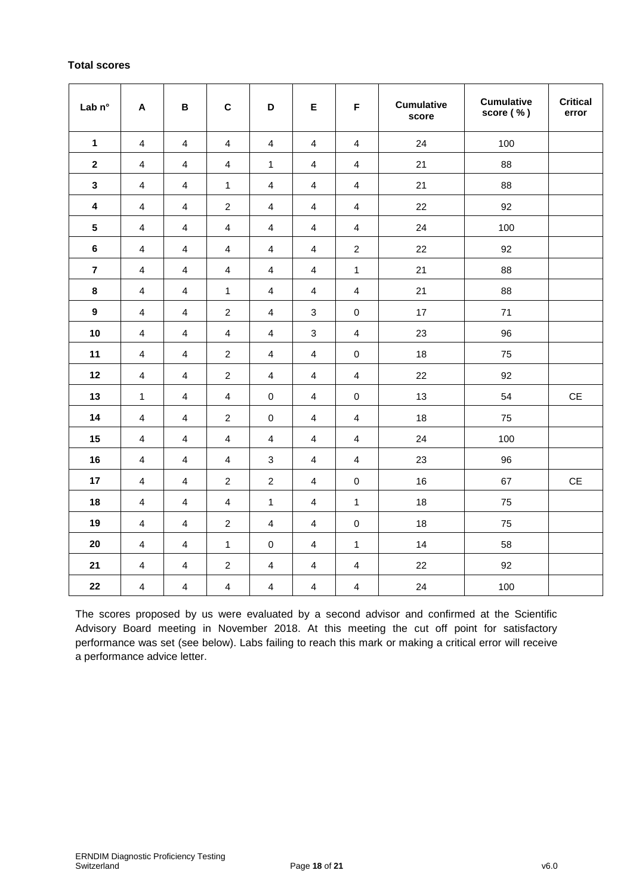**Total scores**

| Lab n° | A | B | C | D | E | F | Cumulative score | Cumulative score ( % ) | Critical error |
|---|---|---|---|---|---|---|---|---|---|
| **1** | 4 | 4 | 4 | 4 | 4 | 4 | 24 | 100 | |
| **2** | 4 | 4 | 4 | 1 | 4 | 4 | 21 | 88 | |
| **3** | 4 | 4 | 1 | 4 | 4 | 4 | 21 | 88 | |
| **4** | 4 | 4 | 2 | 4 | 4 | 4 | 22 | 92 | |
| **5** | 4 | 4 | 4 | 4 | 4 | 4 | 24 | 100 | |
| **6** | 4 | 4 | 4 | 4 | 4 | 2 | 22 | 92 | |
| **7** | 4 | 4 | 4 | 4 | 4 | 1 | 21 | 88 | |
| **8** | 4 | 4 | 1 | 4 | 4 | 4 | 21 | 88 | |
| **9** | 4 | 4 | 2 | 4 | 3 | 0 | 17 | 71 | |
| **10** | 4 | 4 | 4 | 4 | 3 | 4 | 23 | 96 | |
| **11** | 4 | 4 | 2 | 4 | 4 | 0 | 18 | 75 | |
| **12** | 4 | 4 | 2 | 4 | 4 | 4 | 22 | 92 | |
| **13** | 1 | 4 | 4 | 0 | 4 | 0 | 13 | 54 | CE |
| **14** | 4 | 4 | 2 | 0 | 4 | 4 | 18 | 75 | |
| **15** | 4 | 4 | 4 | 4 | 4 | 4 | 24 | 100 | |
| **16** | 4 | 4 | 4 | 3 | 4 | 4 | 23 | 96 | |
| **17** | 4 | 4 | 2 | 2 | 4 | 0 | 16 | 67 | CE |
| **18** | 4 | 4 | 4 | 1 | 4 | 1 | 18 | 75 | |
| **19** | 4 | 4 | 2 | 4 | 4 | 0 | 18 | 75 | |
| **20** | 4 | 4 | 1 | 0 | 4 | 1 | 14 | 58 | |
| **21** | 4 | 4 | 2 | 4 | 4 | 4 | 22 | 92 | |
| **22** | 4 | 4 | 4 | 4 | 4 | 4 | 24 | 100 | |

The scores proposed by us were evaluated by a second advisor and confirmed at the Scientific Advisory Board meeting in November 2018. At this meeting the cut off point for satisfactory performance was set (see below). Labs failing to reach this mark or making a critical error will receive a performance advice letter.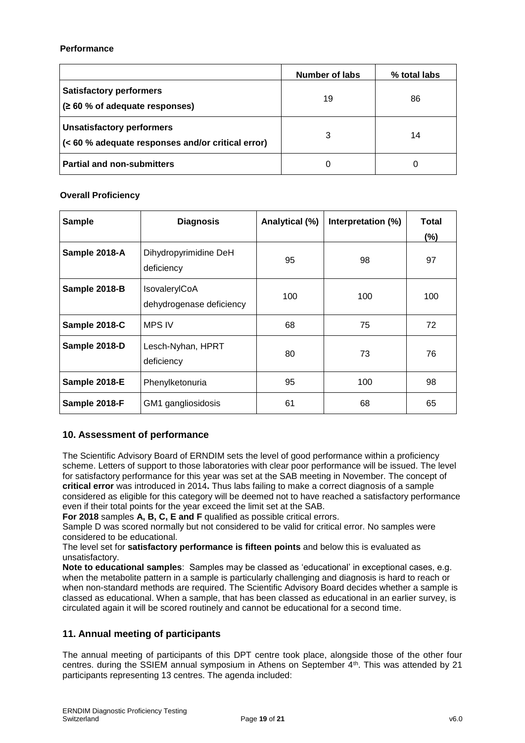**Performance**

| | Number of labs | % total labs |
|---|---|---|
| **Satisfactory performers** **(≥ 60 % of adequate responses)** | 19 | 86 |
| **Unsatisfactory performers** **(< 60 % adequate responses and/or critical error)** | 3 | 14 |
| **Partial and non-submitters** | 0 | 0 |

**Overall Proficiency**

| Sample | Diagnosis | Analytical (%) | Interpretation (%) | Total (%) |
|---|---|---|---|---|
| **Sample 2018-A** | Dihydropyrimidine DeH deficiency | 95 | 98 | 97 |
| **Sample 2018-B** | IsovalerylCoA dehydrogenase deficiency | 100 | 100 | 100 |
| **Sample 2018-C** | MPS IV | 68 | 75 | 72 |
| **Sample 2018-D** | Lesch-Nyhan, HPRT deficiency | 80 | 73 | 76 |
| **Sample 2018-E** | Phenylketonuria | 95 | 100 | 98 |
| **Sample 2018-F** | GM1 gangliosidosis | 61 | 68 | 65 |

## 10. Assessment of performance

The Scientific Advisory Board of ERNDIM sets the level of good performance within a proficiency scheme. Letters of support to those laboratories with clear poor performance will be issued. The level for satisfactory performance for this year was set at the SAB meeting in November. The concept of **critical error** was introduced in 2014**.** Thus labs failing to make a correct diagnosis of a sample considered as eligible for this category will be deemed not to have reached a satisfactory performance even if their total points for the year exceed the limit set at the SAB.

**For 2018** samples **A, B, C, E and F** qualified as possible critical errors.

Sample D was scored normally but not considered to be valid for critical error. No samples were considered to be educational.

The level set for **satisfactory performance is fifteen points** and below this is evaluated as unsatisfactory.

**Note to educational samples**: Samples may be classed as 'educational' in exceptional cases, e.g. when the metabolite pattern in a sample is particularly challenging and diagnosis is hard to reach or when non-standard methods are required. The Scientific Advisory Board decides whether a sample is classed as educational. When a sample, that has been classed as educational in an earlier survey, is circulated again it will be scored routinely and cannot be educational for a second time.

## 11. Annual meeting of participants

The annual meeting of participants of this DPT centre took place, alongside those of the other four centres. during the SSIEM annual symposium in Athens on September 4th. This was attended by 21 participants representing 13 centres. The agenda included: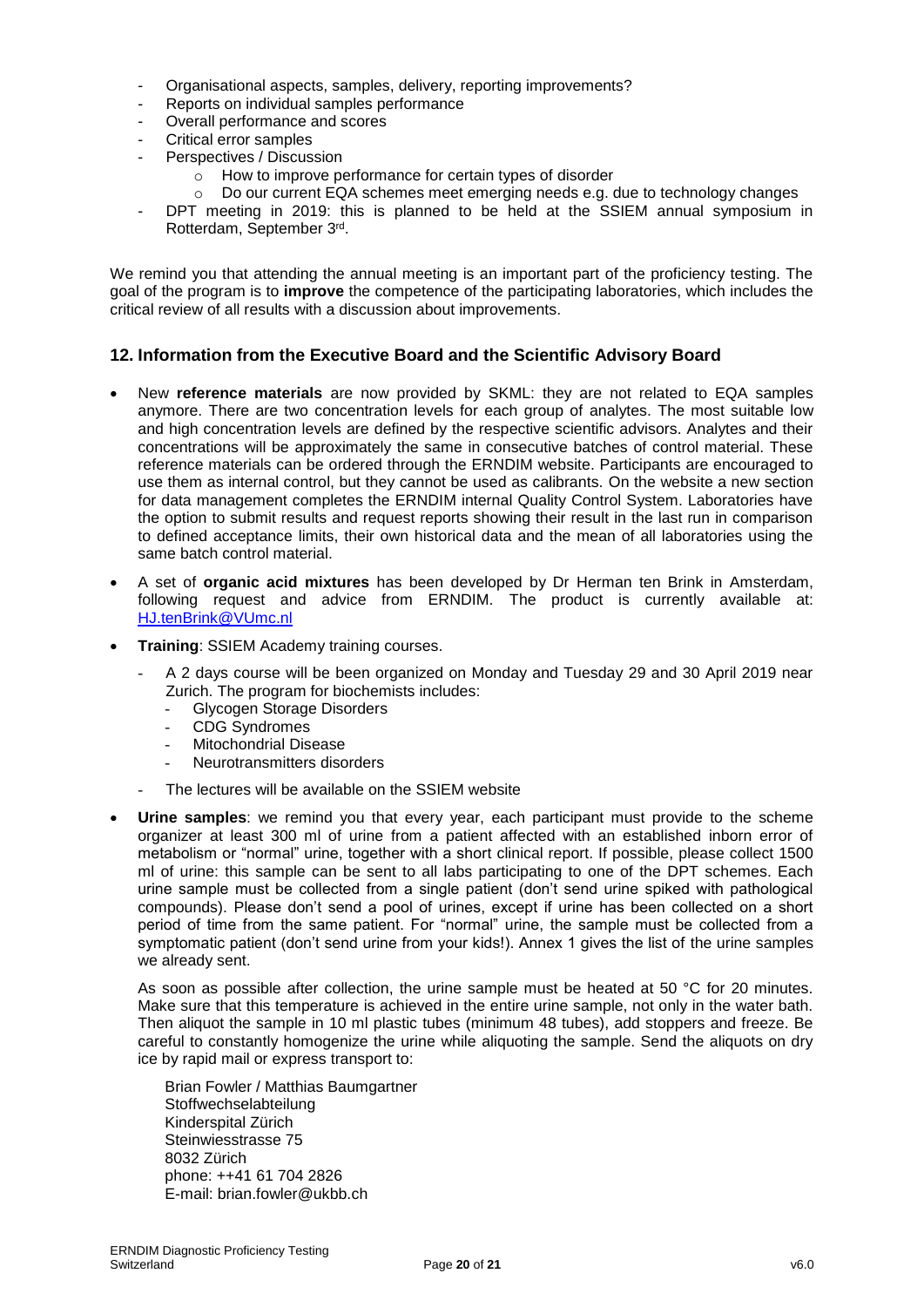- Organisational aspects, samples, delivery, reporting improvements?
- Reports on individual samples performance
- Overall performance and scores
- Critical error samples
- Perspectives / Discussion
  - How to improve performance for certain types of disorder
  - Do our current EQA schemes meet emerging needs e.g. due to technology changes
- DPT meeting in 2019: this is planned to be held at the SSIEM annual symposium in Rotterdam, September 3rd.

We remind you that attending the annual meeting is an important part of the proficiency testing. The goal of the program is to **improve** the competence of the participating laboratories, which includes the critical review of all results with a discussion about improvements.

## 12. Information from the Executive Board and the Scientific Advisory Board

- New **reference materials** are now provided by SKML: they are not related to EQA samples anymore. There are two concentration levels for each group of analytes. The most suitable low and high concentration levels are defined by the respective scientific advisors. Analytes and their concentrations will be approximately the same in consecutive batches of control material. These reference materials can be ordered through the ERNDIM website. Participants are encouraged to use them as internal control, but they cannot be used as calibrants. On the website a new section for data management completes the ERNDIM internal Quality Control System. Laboratories have the option to submit results and request reports showing their result in the last run in comparison to defined acceptance limits, their own historical data and the mean of all laboratories using the same batch control material.
- A set of **organic acid mixtures** has been developed by Dr Herman ten Brink in Amsterdam, following request and advice from ERNDIM. The product is currently available at: HJ.tenBrink@VUmc.nl
- **Training**: SSIEM Academy training courses.
  - A 2 days course will be been organized on Monday and Tuesday 29 and 30 April 2019 near Zurich. The program for biochemists includes:
    - Glycogen Storage Disorders
    - CDG Syndromes
    - Mitochondrial Disease
    - Neurotransmitters disorders
  - The lectures will be available on the SSIEM website
- **Urine samples**: we remind you that every year, each participant must provide to the scheme organizer at least 300 ml of urine from a patient affected with an established inborn error of metabolism or "normal" urine, together with a short clinical report. If possible, please collect 1500 ml of urine: this sample can be sent to all labs participating to one of the DPT schemes. Each urine sample must be collected from a single patient (don't send urine spiked with pathological compounds). Please don't send a pool of urines, except if urine has been collected on a short period of time from the same patient. For "normal" urine, the sample must be collected from a symptomatic patient (don't send urine from your kids!). Annex 1 gives the list of the urine samples we already sent.

  As soon as possible after collection, the urine sample must be heated at 50 °C for 20 minutes. Make sure that this temperature is achieved in the entire urine sample, not only in the water bath. Then aliquot the sample in 10 ml plastic tubes (minimum 48 tubes), add stoppers and freeze. Be careful to constantly homogenize the urine while aliquoting the sample. Send the aliquots on dry ice by rapid mail or express transport to:

  Brian Fowler / Matthias Baumgartner
  Stoffwechselabteilung
  Kinderspital Zürich
  Steinwiesstrasse 75
  8032 Zürich
  phone: ++41 61 704 2826
  E-mail: brian.fowler@ukbb.ch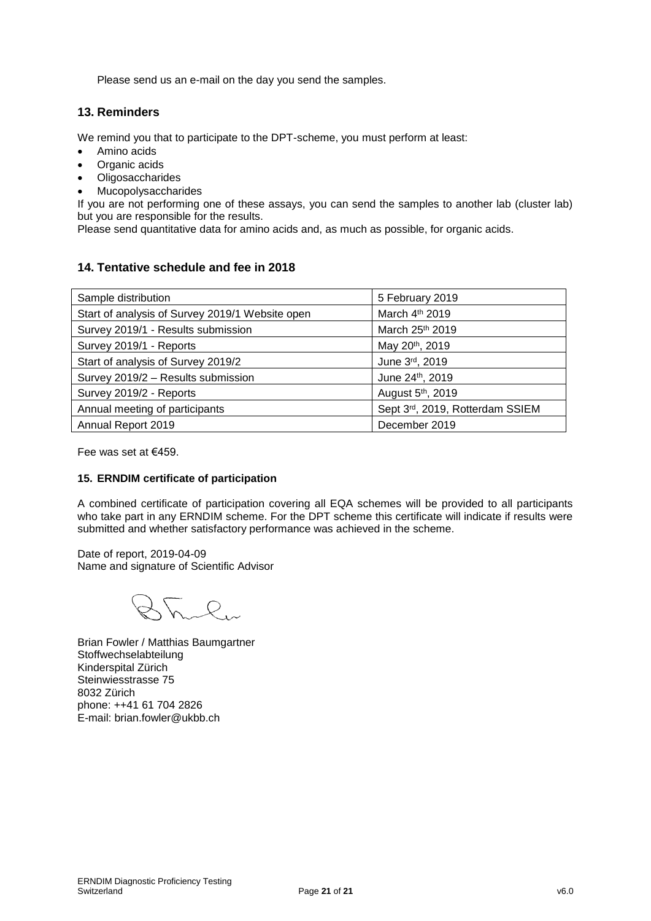Please send us an e-mail on the day you send the samples.

## 13. Reminders

We remind you that to participate to the DPT-scheme, you must perform at least:

- Amino acids
- Organic acids
- Oligosaccharides
- Mucopolysaccharides

If you are not performing one of these assays, you can send the samples to another lab (cluster lab) but you are responsible for the results.
Please send quantitative data for amino acids and, as much as possible, for organic acids.

## 14. Tentative schedule and fee in 2018

| | |
|---|---|
| Sample distribution | 5 February 2019 |
| Start of analysis of Survey 2019/1 Website open | March 4th 2019 |
| Survey 2019/1 - Results submission | March 25th 2019 |
| Survey 2019/1 - Reports | May 20th, 2019 |
| Start of analysis of Survey 2019/2 | June 3rd, 2019 |
| Survey 2019/2 – Results submission | June 24th, 2019 |
| Survey 2019/2 - Reports | August 5th, 2019 |
| Annual meeting of participants | Sept 3rd, 2019, Rotterdam SSIEM |
| Annual Report 2019 | December 2019 |

Fee was set at €459.

### 15. ERNDIM certificate of participation

A combined certificate of participation covering all EQA schemes will be provided to all participants who take part in any ERNDIM scheme. For the DPT scheme this certificate will indicate if results were submitted and whether satisfactory performance was achieved in the scheme.

Date of report, 2019-04-09
Name and signature of Scientific Advisor

Brian Fowler / Matthias Baumgartner
Stoffwechselabteilung
Kinderspital Zürich
Steinwiesstrasse 75
8032 Zürich
phone: ++41 61 704 2826
E-mail: brian.fowler@ukbb.ch